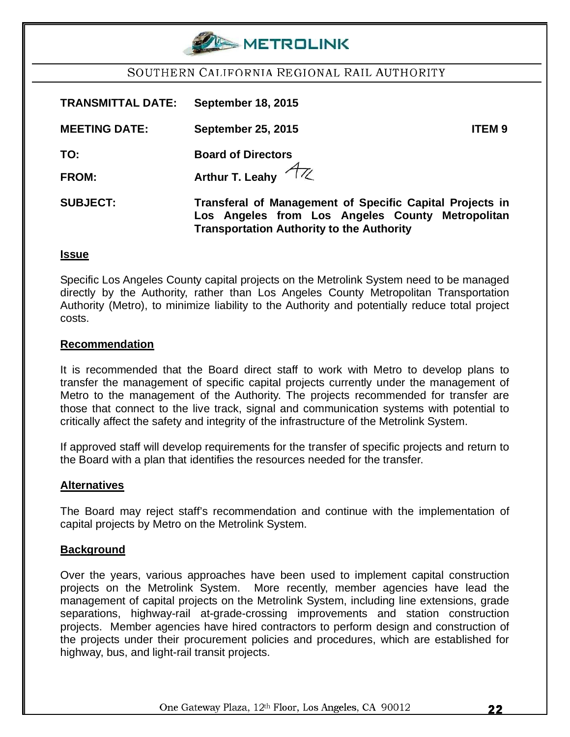METROLINK

SOUTHERN CALIFORNIA REGIONAL RAIL AUTHORITY

| | | |
|---|---|---|
| **TRANSMITTAL DATE:** | **September 18, 2015** | |
| **MEETING DATE:** | **September 25, 2015** | **ITEM 9** |
| **TO:** | **Board of Directors** | |
| **FROM:** | **Arthur T. Leahy** | |
| **SUBJECT:** | **Transferal of Management of Specific Capital Projects in Los Angeles from Los Angeles County Metropolitan Transportation Authority to the Authority** | |

## Issue

Specific Los Angeles County capital projects on the Metrolink System need to be managed directly by the Authority, rather than Los Angeles County Metropolitan Transportation Authority (Metro), to minimize liability to the Authority and potentially reduce total project costs.

## Recommendation

It is recommended that the Board direct staff to work with Metro to develop plans to transfer the management of specific capital projects currently under the management of Metro to the management of the Authority. The projects recommended for transfer are those that connect to the live track, signal and communication systems with potential to critically affect the safety and integrity of the infrastructure of the Metrolink System.

If approved staff will develop requirements for the transfer of specific projects and return to the Board with a plan that identifies the resources needed for the transfer.

## Alternatives

The Board may reject staff's recommendation and continue with the implementation of capital projects by Metro on the Metrolink System.

## Background

Over the years, various approaches have been used to implement capital construction projects on the Metrolink System. More recently, member agencies have lead the management of capital projects on the Metrolink System, including line extensions, grade separations, highway-rail at-grade-crossing improvements and station construction projects. Member agencies have hired contractors to perform design and construction of the projects under their procurement policies and procedures, which are established for highway, bus, and light-rail transit projects.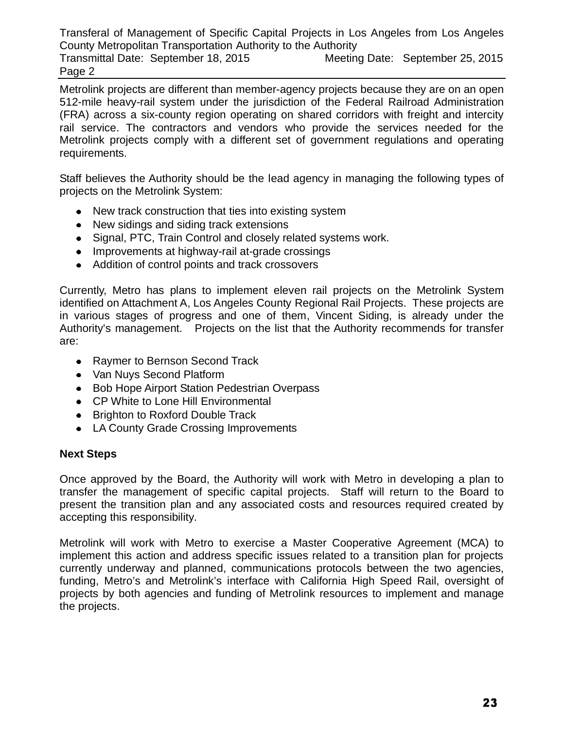Metrolink projects are different than member-agency projects because they are on an open 512-mile heavy-rail system under the jurisdiction of the Federal Railroad Administration (FRA) across a six-county region operating on shared corridors with freight and intercity rail service. The contractors and vendors who provide the services needed for the Metrolink projects comply with a different set of government regulations and operating requirements.

Staff believes the Authority should be the lead agency in managing the following types of projects on the Metrolink System:

- New track construction that ties into existing system
- New sidings and siding track extensions
- Signal, PTC, Train Control and closely related systems work.
- Improvements at highway-rail at-grade crossings
- Addition of control points and track crossovers

Currently, Metro has plans to implement eleven rail projects on the Metrolink System identified on Attachment A, Los Angeles County Regional Rail Projects. These projects are in various stages of progress and one of them, Vincent Siding, is already under the Authority's management. Projects on the list that the Authority recommends for transfer are:

- Raymer to Bernson Second Track
- Van Nuys Second Platform
- Bob Hope Airport Station Pedestrian Overpass
- CP White to Lone Hill Environmental
- Brighton to Roxford Double Track
- LA County Grade Crossing Improvements

**Next Steps**

Once approved by the Board, the Authority will work with Metro in developing a plan to transfer the management of specific capital projects. Staff will return to the Board to present the transition plan and any associated costs and resources required created by accepting this responsibility.

Metrolink will work with Metro to exercise a Master Cooperative Agreement (MCA) to implement this action and address specific issues related to a transition plan for projects currently underway and planned, communications protocols between the two agencies, funding, Metro's and Metrolink's interface with California High Speed Rail, oversight of projects by both agencies and funding of Metrolink resources to implement and manage the projects.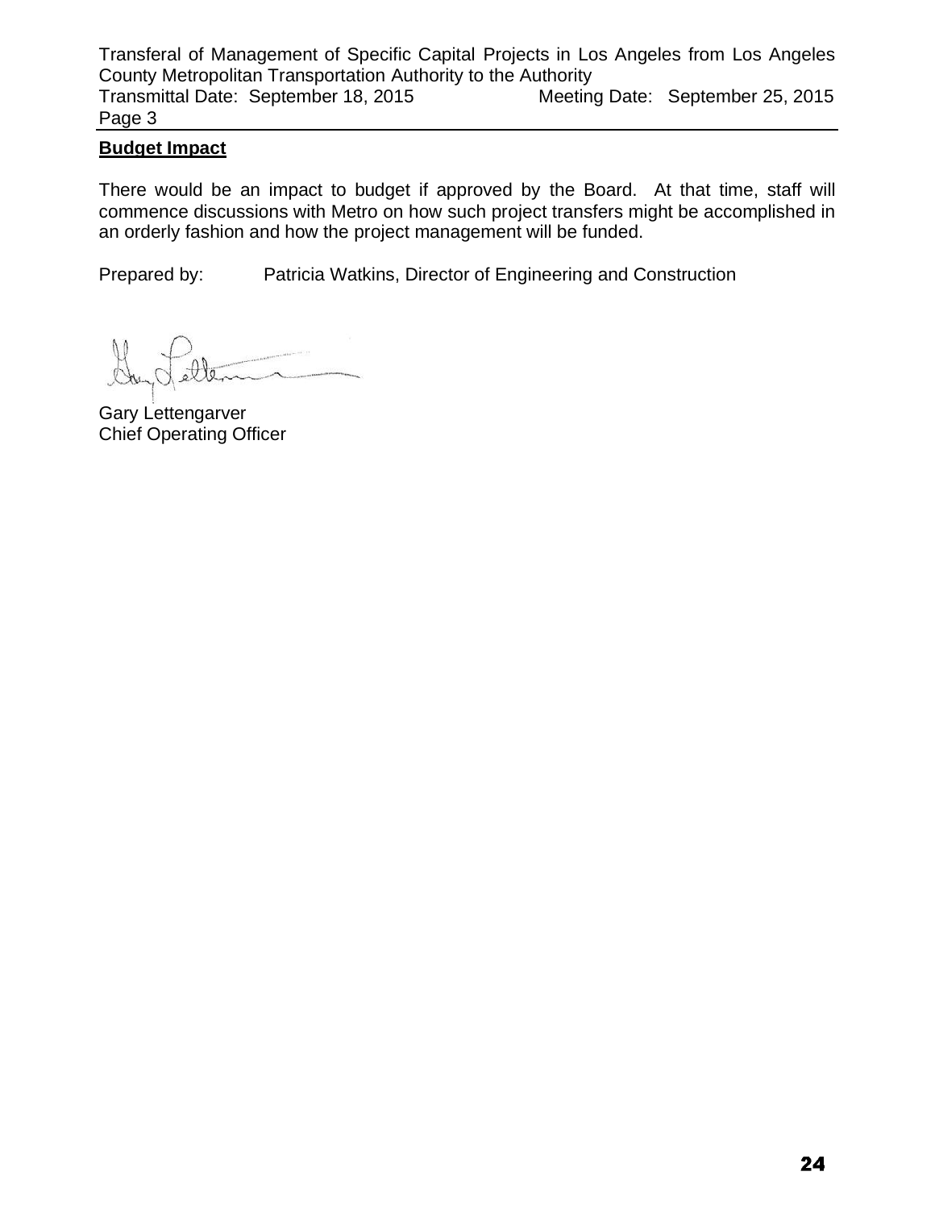## Budget Impact

There would be an impact to budget if approved by the Board. At that time, staff will commence discussions with Metro on how such project transfers might be accomplished in an orderly fashion and how the project management will be funded.

Prepared by: Patricia Watkins, Director of Engineering and Construction

Gary Lettengarver
Chief Operating Officer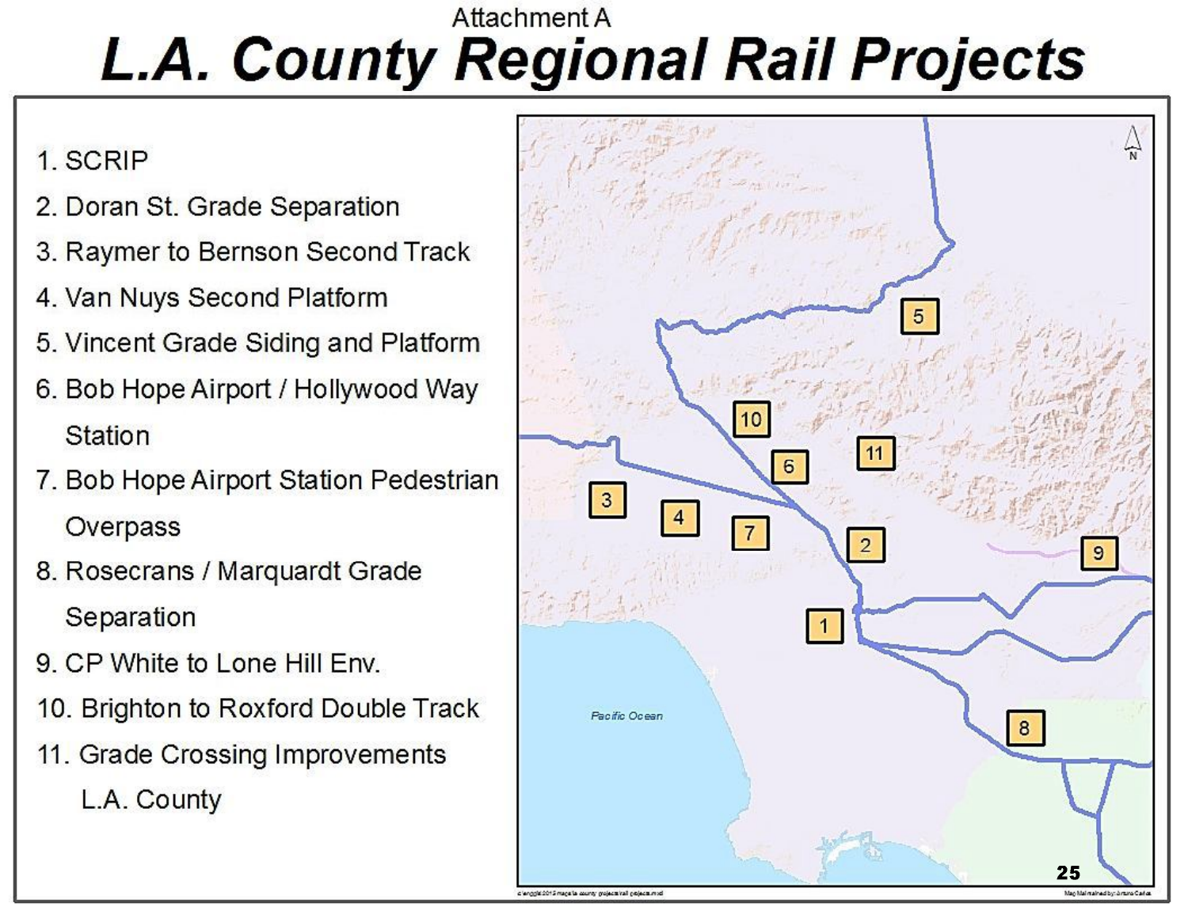Attachment A

# L.A. County Regional Rail Projects

1. SCRIP
2. Doran St. Grade Separation
3. Raymer to Bernson Second Track
4. Van Nuys Second Platform
5. Vincent Grade Siding and Platform
6. Bob Hope Airport / Hollywood Way Station
7. Bob Hope Airport Station Pedestrian Overpass
8. Rosecrans / Marquardt Grade Separation
9. CP White to Lone Hill Env.
10. Brighton to Roxford Double Track
11. Grade Crossing Improvements L.A. County

Pacific Ocean

5

10

11

6

3

4

7

2

9

1

8

N